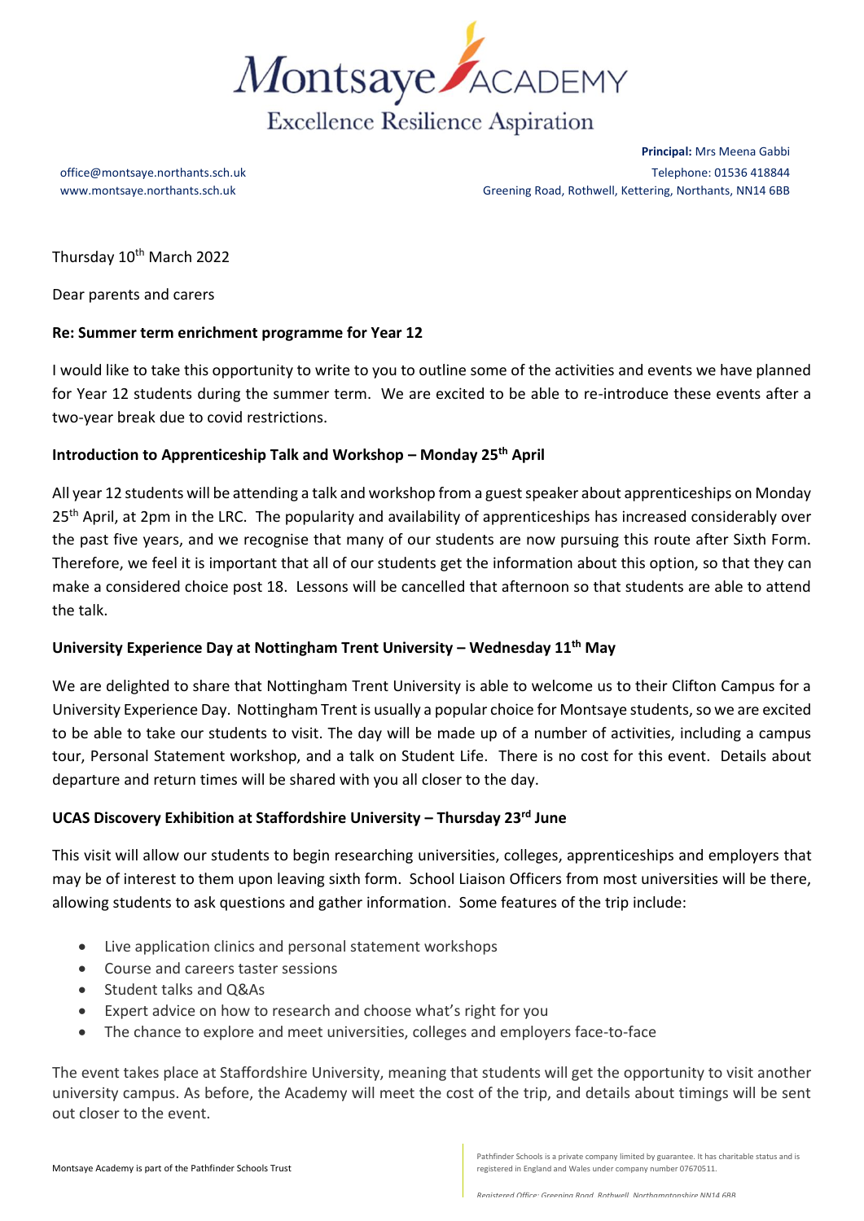# Montsaye ACADEMY

Excellence Resilience Aspiration

office@montsaye.northants.sch.uk
www.montsaye.northants.sch.uk

**Principal:** Mrs Meena Gabbi
Telephone: 01536 418844
Greening Road, Rothwell, Kettering, Northants, NN14 6BB

Thursday 10th March 2022

Dear parents and carers

**Re: Summer term enrichment programme for Year 12**

I would like to take this opportunity to write to you to outline some of the activities and events we have planned for Year 12 students during the summer term. We are excited to be able to re-introduce these events after a two-year break due to covid restrictions.

**Introduction to Apprenticeship Talk and Workshop – Monday 25th April**

All year 12 students will be attending a talk and workshop from a guest speaker about apprenticeships on Monday 25th April, at 2pm in the LRC. The popularity and availability of apprenticeships has increased considerably over the past five years, and we recognise that many of our students are now pursuing this route after Sixth Form. Therefore, we feel it is important that all of our students get the information about this option, so that they can make a considered choice post 18. Lessons will be cancelled that afternoon so that students are able to attend the talk.

**University Experience Day at Nottingham Trent University – Wednesday 11th May**

We are delighted to share that Nottingham Trent University is able to welcome us to their Clifton Campus for a University Experience Day. Nottingham Trent is usually a popular choice for Montsaye students, so we are excited to be able to take our students to visit. The day will be made up of a number of activities, including a campus tour, Personal Statement workshop, and a talk on Student Life. There is no cost for this event. Details about departure and return times will be shared with you all closer to the day.

**UCAS Discovery Exhibition at Staffordshire University – Thursday 23rd June**

This visit will allow our students to begin researching universities, colleges, apprenticeships and employers that may be of interest to them upon leaving sixth form. School Liaison Officers from most universities will be there, allowing students to ask questions and gather information. Some features of the trip include:

- Live application clinics and personal statement workshops
- Course and careers taster sessions
- Student talks and Q&As
- Expert advice on how to research and choose what's right for you
- The chance to explore and meet universities, colleges and employers face-to-face

The event takes place at Staffordshire University, meaning that students will get the opportunity to visit another university campus. As before, the Academy will meet the cost of the trip, and details about timings will be sent out closer to the event.

Montsaye Academy is part of the Pathfinder Schools Trust

Pathfinder Schools is a private company limited by guarantee. It has charitable status and is registered in England and Wales under company number 07670511.

Registered Office: Greening Road, Rothwell, Northamptonshire NN14 6BB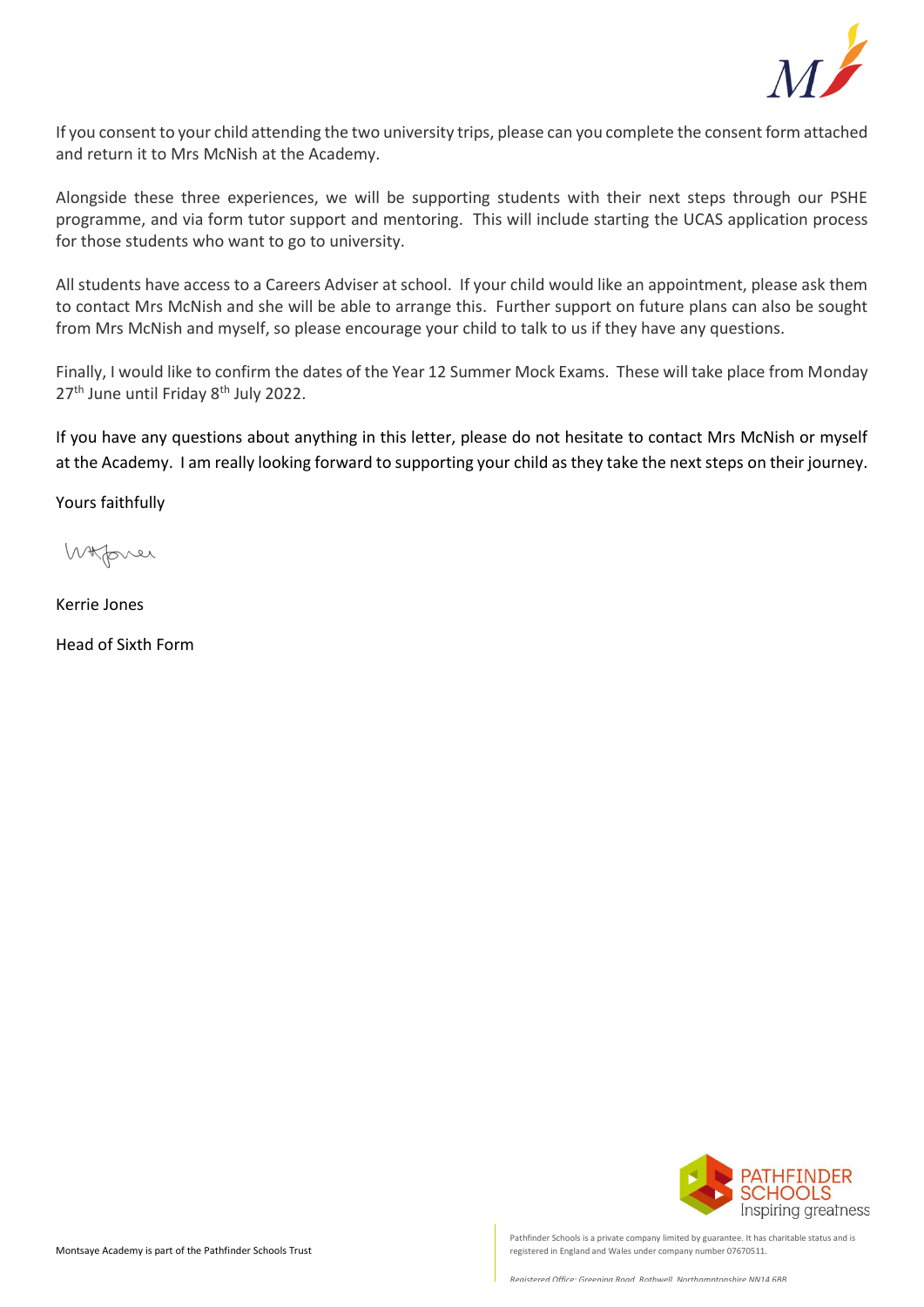If you consent to your child attending the two university trips, please can you complete the consent form attached and return it to Mrs McNish at the Academy.

Alongside these three experiences, we will be supporting students with their next steps through our PSHE programme, and via form tutor support and mentoring. This will include starting the UCAS application process for those students who want to go to university.

All students have access to a Careers Adviser at school. If your child would like an appointment, please ask them to contact Mrs McNish and she will be able to arrange this. Further support on future plans can also be sought from Mrs McNish and myself, so please encourage your child to talk to us if they have any questions.

Finally, I would like to confirm the dates of the Year 12 Summer Mock Exams. These will take place from Monday 27th June until Friday 8th July 2022.

If you have any questions about anything in this letter, please do not hesitate to contact Mrs McNish or myself at the Academy. I am really looking forward to supporting your child as they take the next steps on their journey.

Yours faithfully

Kerrie Jones

Head of Sixth Form

Montsaye Academy is part of the Pathfinder Schools Trust

Pathfinder Schools is a private company limited by guarantee. It has charitable status and is registered in England and Wales under company number 07670511.

Registered Office: Greening Road, Rothwell, Northamptonshire NN14 6BB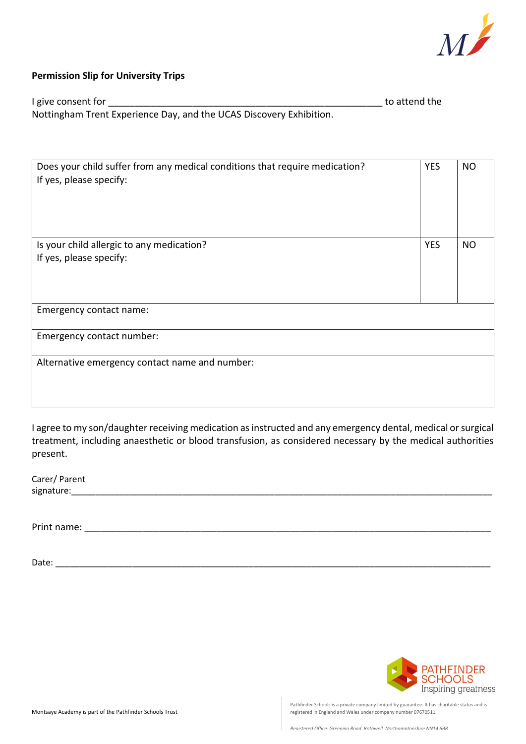**Permission Slip for University Trips**

I give consent for ____________________________________________________ to attend the Nottingham Trent Experience Day, and the UCAS Discovery Exhibition.

| | | |
|---|---|---|
| Does your child suffer from any medical conditions that require medication?<br>If yes, please specify: | YES | NO |
| Is your child allergic to any medication?<br>If yes, please specify: | YES | NO |
| Emergency contact name: | | |
| Emergency contact number: | | |
| Alternative emergency contact name and number: | | |

I agree to my son/daughter receiving medication as instructed and any emergency dental, medical or surgical treatment, including anaesthetic or blood transfusion, as considered necessary by the medical authorities present.

Carer/ Parent signature:____________________________________________________________________________

Print name: ________________________________________________________________________

Date: _____________________________________________________________________________

PATHFINDER SCHOOLS
Inspiring greatness

Montsaye Academy is part of the Pathfinder Schools Trust

Pathfinder Schools is a private company limited by guarantee. It has charitable status and is registered in England and Wales under company number 07670511.

Registered Office: Greening Road, Rothwell, Northamptonshire NN14 6BB